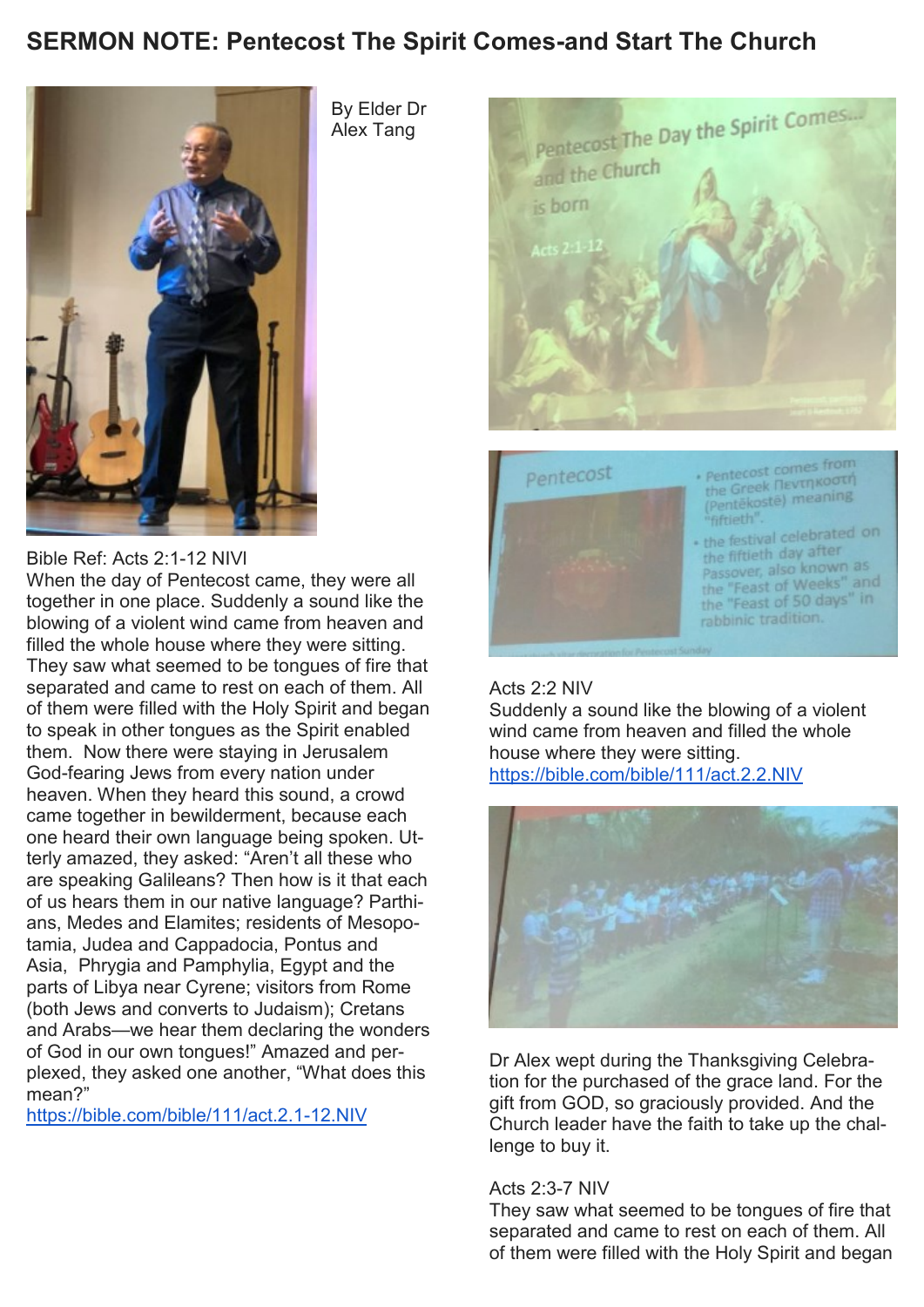# SERMON NOTE: Pentecost The Spirit Comes-and Start The Church

By Elder Dr Alex Tang

Bible Ref: Acts 2:1-12 NIVI

When the day of Pentecost came, they were all together in one place. Suddenly a sound like the blowing of a violent wind came from heaven and filled the whole house where they were sitting. They saw what seemed to be tongues of fire that separated and came to rest on each of them. All of them were filled with the Holy Spirit and began to speak in other tongues as the Spirit enabled them. Now there were staying in Jerusalem God-fearing Jews from every nation under heaven. When they heard this sound, a crowd came together in bewilderment, because each one heard their own language being spoken. Utterly amazed, they asked: "Aren't all these who are speaking Galileans? Then how is it that each of us hears them in our native language? Parthians, Medes and Elamites; residents of Mesopotamia, Judea and Cappadocia, Pontus and Asia, Phrygia and Pamphylia, Egypt and the parts of Libya near Cyrene; visitors from Rome (both Jews and converts to Judaism); Cretans and Arabs—we hear them declaring the wonders of God in our own tongues!" Amazed and perplexed, they asked one another, "What does this mean?"

https://bible.com/bible/111/act.2.1-12.NIV

Acts 2:2 NIV

Suddenly a sound like the blowing of a violent wind came from heaven and filled the whole house where they were sitting.

https://bible.com/bible/111/act.2.2.NIV

Dr Alex wept during the Thanksgiving Celebration for the purchased of the grace land. For the gift from GOD, so graciously provided. And the Church leader have the faith to take up the challenge to buy it.

Acts 2:3-7 NIV

They saw what seemed to be tongues of fire that separated and came to rest on each of them. All of them were filled with the Holy Spirit and began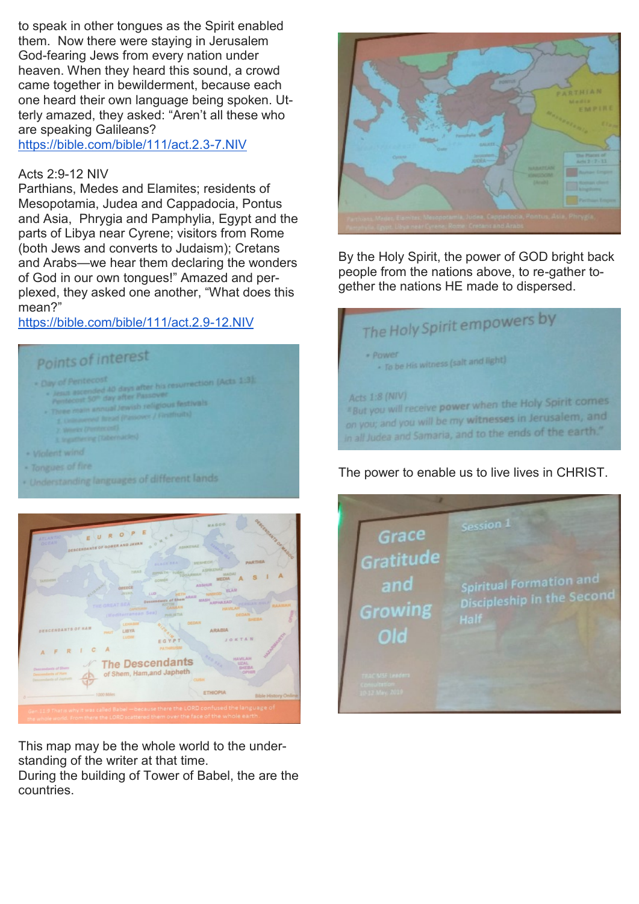to speak in other tongues as the Spirit enabled them. Now there were staying in Jerusalem God-fearing Jews from every nation under heaven. When they heard this sound, a crowd came together in bewilderment, because each one heard their own language being spoken. Utterly amazed, they asked: "Aren't all these who are speaking Galileans?
https://bible.com/bible/111/act.2.3-7.NIV

Acts 2:9-12 NIV
Parthians, Medes and Elamites; residents of Mesopotamia, Judea and Cappadocia, Pontus and Asia, Phrygia and Pamphylia, Egypt and the parts of Libya near Cyrene; visitors from Rome (both Jews and converts to Judaism); Cretans and Arabs—we hear them declaring the wonders of God in our own tongues!" Amazed and perplexed, they asked one another, "What does this mean?"
https://bible.com/bible/111/act.2.9-12.NIV

This map may be the whole world to the understanding of the writer at that time.
During the building of Tower of Babel, the are the countries.

By the Holy Spirit, the power of GOD bright back people from the nations above, to re-gather together the nations HE made to dispersed.

The power to enable us to live lives in CHRIST.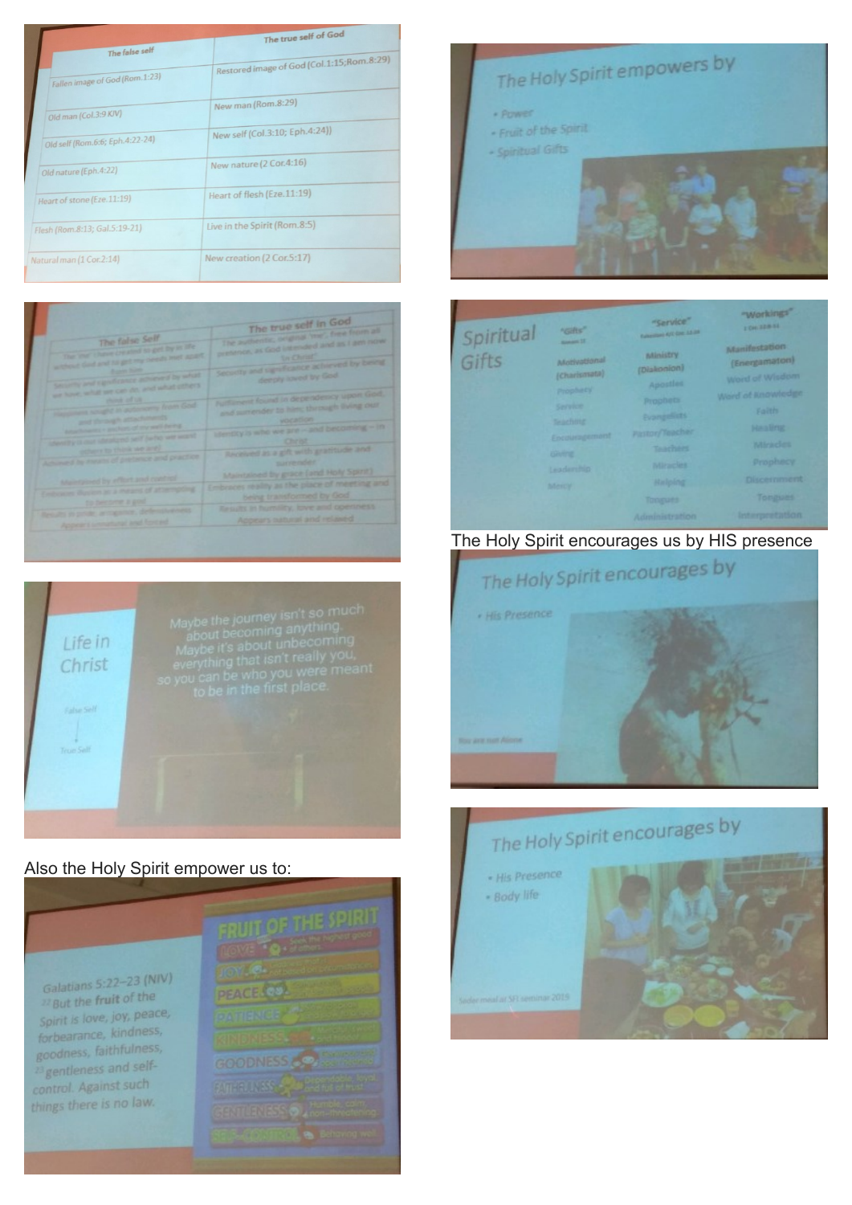| The false self | The true self of God |
|---|---|
| Fallen image of God (Rom.1:23) | Restored image of God (Col.1:15;Rom.8:29) |
| Old man (Col.3:9 KJV) | New man (Rom.8:29) |
| Old self (Rom.6:6; Eph.4:22-24) | New self (Col.3:10; Eph.4:24)) |
| Old nature (Eph.4:22) | New nature (2 Cor.4:16) |
| Heart of stone (Eze.11:19) | Heart of flesh (Eze.11:19) |
| Flesh (Rom.8:13; Gal.5:19-21) | Live in the Spirit (Rom.8:5) |
| Natural man (1 Cor.2:14) | New creation (2 Cor.5:17) |

## The Holy Spirit empowers by

- Power
- Fruit of the Spirit
- Spiritual Gifts

| The false Self | The true self in God |
|---|---|
| The "me" I have created to get by in life without God and to get my needs met apart from him | The authentic, original "me". Free from all pretence, as God intended and as I am now "in Christ" |
| Security and significance achieved by what we have, what we can do, and what others think of us | Security and significance achieved by being deeply loved by God |
| Happiness sought in autonomy from God and through attachments | Fulfilment found in dependency upon God and surrender to him, through living our vocation |
| Identity is our idealized self (who we want others to think we are) | Identity is who we are – and becoming – in Christ |
| Achieved by means of pretence and practice | Received as a gift with gratitude and surrender |
| Maintained by effort and control | Maintained by grace (and Holy Spirit) |
| Embraces illusion as a means of attempting to become a god | Embraces reality as the place of meeting and being transformed by God |
| Results in pride, arrogance, defensiveness | Results in humility, love and openness |
| Appears unnatural and forced | Appears natural and relaxed |

## Spiritual Gifts

| "Gifts" Romans 12 | "Service" Ephesians 4/1 Cor. 12:28 | "Workings" 1 Cor. 12:8-11 |
|---|---|---|
| Motivational (Charismata) | Ministry (Diakonion) | Manifestation (Energematon) |
| Prophecy | Apostles | Word of Wisdom |
| Service | Prophets | Word of Knowledge |
| Teaching | Evangelists | Faith |
| Encouragement | Pastor/Teacher | Healing |
| Giving | Teachers | Miracles |
| Leadership | Miracles | Prophecy |
| Mercy | Helping | Discernment |
| | Tongues | Tongues |
| | Administration | Interpretation |

The Holy Spirit encourages us by HIS presence

## Life in Christ

False Self
↓
True Self

Maybe the journey isn't so much about becoming anything. Maybe it's about unbecoming everything that isn't really you, so you can be who you were meant to be in the first place.

## The Holy Spirit encourages by

- His Presence

You are not Alone

Also the Holy Spirit empower us to:

Galatians 5:22–23 (NIV)
[22] But the fruit of the Spirit is love, joy, peace, forbearance, kindness, goodness, faithfulness, [23] gentleness and self-control. Against such things there is no law.

**FRUIT OF THE SPIRIT**

- LOVE – Seek the highest good of others.
- JOY
- PEACE
- PATIENCE
- KINDNESS
- GOODNESS
- FAITHFULNESS – Dependable, loyal and full of trust
- GENTLENESS – Humble, calm, non-threatening
- SELF-CONTROL – Behaving well

## The Holy Spirit encourages by

- His Presence
- Body life

Seder meal at SFI seminar 2015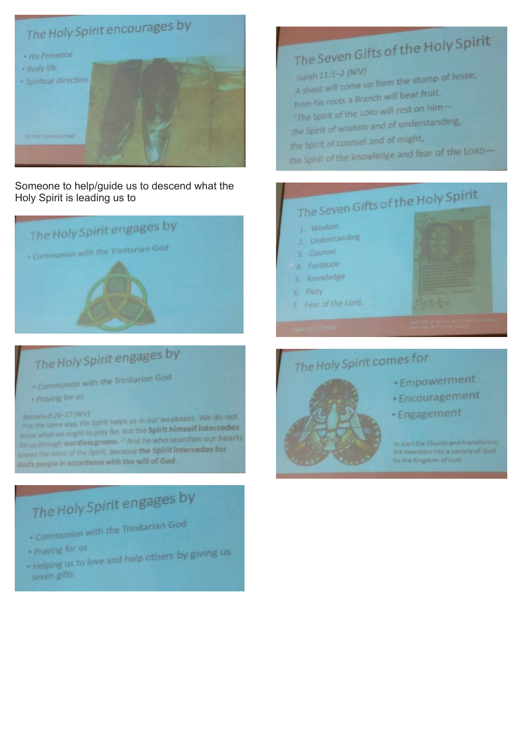## The Holy Spirit encourages by

- His Presence
- Body life
- Spiritual direction

On the Emmaus road

Someone to help/guide us to descend what the Holy Spirit is leading us to

## The Holy Spirit engages by

- Communion with the Trinitarian God

## The Holy Spirit engages by

- Communion with the Trinitarian God
- Praying for us

Romans 8:26–27 (NIV)

[26] In the same way, the Spirit helps us in our weakness. We do not know what we ought to pray for, but the **Spirit himself intercedes** for us through **wordless groans**. [27] And he who searches our hearts knows the mind of the Spirit, because **the Spirit intercedes for God's people in accordance with the will of God**.

## The Holy Spirit engages by

- Communion with the Trinitarian God
- Praying for us
- Helping us to love and help others by giving us seven gifts

## The Seven Gifts of the Holy Spirit

Isaiah 11:1–2 (NIV)

A shoot will come up from the stump of Jesse;
from his roots a Branch will bear fruit.
[2] The Spirit of the LORD will rest on him—
the Spirit of wisdom and of understanding,
the Spirit of counsel and of might,
the Spirit of the knowledge and fear of the LORD—

## The Seven Gifts of the Holy Spirit

1. Wisdom
2. Understanding
3. Counsel
4. Fortitude
5. Knowledge
6. Piety
7. Fear of the Lord.

Isaiah 11:1–2 (NIV)

## The Holy Spirit comes for

- Empowerment
- Encouragement
- Engagement

to start the Church and transforms the members into a people of God for the Kingdom of God